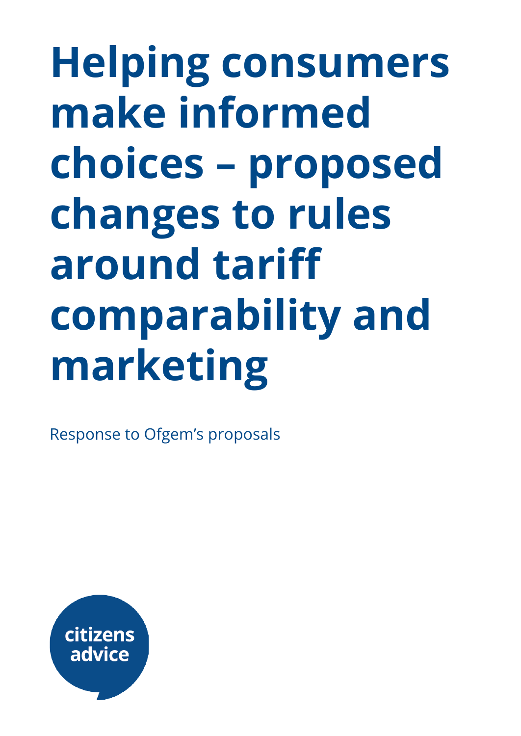# Helping consumers make informed choices – proposed changes to rules around tariff comparability and marketing

Response to Ofgem's proposals

citizens advice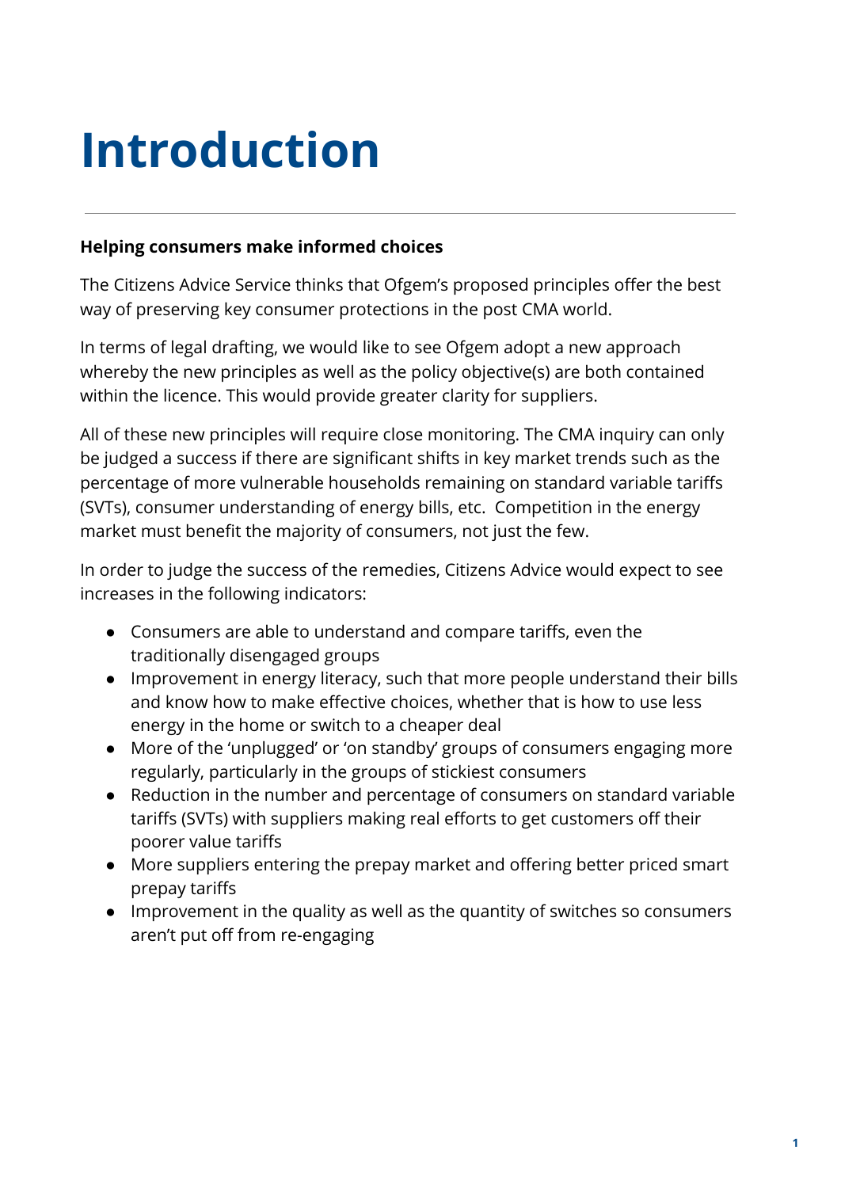# Introduction

**Helping consumers make informed choices**

The Citizens Advice Service thinks that Ofgem's proposed principles offer the best way of preserving key consumer protections in the post CMA world.

In terms of legal drafting, we would like to see Ofgem adopt a new approach whereby the new principles as well as the policy objective(s) are both contained within the licence. This would provide greater clarity for suppliers.

All of these new principles will require close monitoring. The CMA inquiry can only be judged a success if there are significant shifts in key market trends such as the percentage of more vulnerable households remaining on standard variable tariffs (SVTs), consumer understanding of energy bills, etc. Competition in the energy market must benefit the majority of consumers, not just the few.

In order to judge the success of the remedies, Citizens Advice would expect to see increases in the following indicators:

- Consumers are able to understand and compare tariffs, even the traditionally disengaged groups
- Improvement in energy literacy, such that more people understand their bills and know how to make effective choices, whether that is how to use less energy in the home or switch to a cheaper deal
- More of the 'unplugged' or 'on standby' groups of consumers engaging more regularly, particularly in the groups of stickiest consumers
- Reduction in the number and percentage of consumers on standard variable tariffs (SVTs) with suppliers making real efforts to get customers off their poorer value tariffs
- More suppliers entering the prepay market and offering better priced smart prepay tariffs
- Improvement in the quality as well as the quantity of switches so consumers aren't put off from re-engaging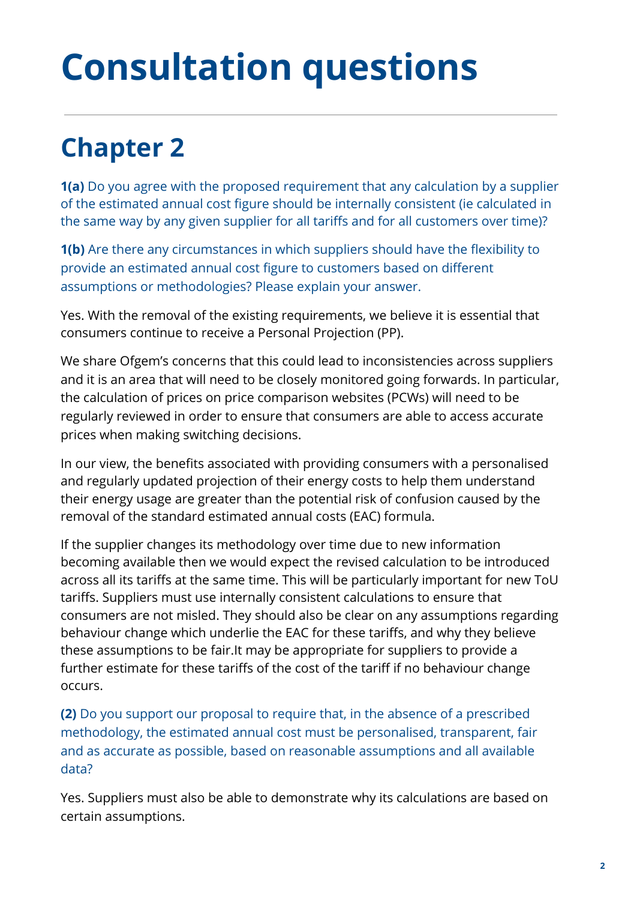# Consultation questions

## Chapter 2

**1(a)** Do you agree with the proposed requirement that any calculation by a supplier of the estimated annual cost figure should be internally consistent (ie calculated in the same way by any given supplier for all tariffs and for all customers over time)?

**1(b)** Are there any circumstances in which suppliers should have the flexibility to provide an estimated annual cost figure to customers based on different assumptions or methodologies? Please explain your answer.

Yes. With the removal of the existing requirements, we believe it is essential that consumers continue to receive a Personal Projection (PP).

We share Ofgem's concerns that this could lead to inconsistencies across suppliers and it is an area that will need to be closely monitored going forwards. In particular, the calculation of prices on price comparison websites (PCWs) will need to be regularly reviewed in order to ensure that consumers are able to access accurate prices when making switching decisions.

In our view, the benefits associated with providing consumers with a personalised and regularly updated projection of their energy costs to help them understand their energy usage are greater than the potential risk of confusion caused by the removal of the standard estimated annual costs (EAC) formula.

If the supplier changes its methodology over time due to new information becoming available then we would expect the revised calculation to be introduced across all its tariffs at the same time. This will be particularly important for new ToU tariffs. Suppliers must use internally consistent calculations to ensure that consumers are not misled. They should also be clear on any assumptions regarding behaviour change which underlie the EAC for these tariffs, and why they believe these assumptions to be fair.It may be appropriate for suppliers to provide a further estimate for these tariffs of the cost of the tariff if no behaviour change occurs.

**(2)** Do you support our proposal to require that, in the absence of a prescribed methodology, the estimated annual cost must be personalised, transparent, fair and as accurate as possible, based on reasonable assumptions and all available data?

Yes. Suppliers must also be able to demonstrate why its calculations are based on certain assumptions.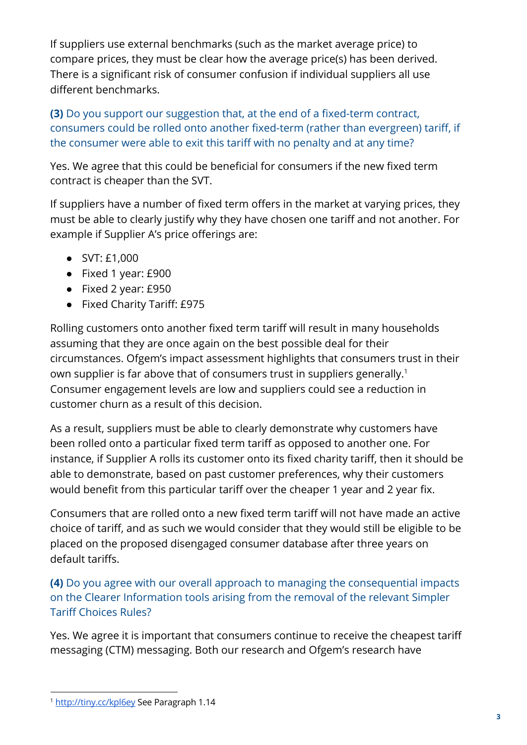If suppliers use external benchmarks (such as the market average price) to compare prices, they must be clear how the average price(s) has been derived. There is a significant risk of consumer confusion if individual suppliers all use different benchmarks.

**(3)** Do you support our suggestion that, at the end of a fixed-term contract, consumers could be rolled onto another fixed-term (rather than evergreen) tariff, if the consumer were able to exit this tariff with no penalty and at any time?

Yes. We agree that this could be beneficial for consumers if the new fixed term contract is cheaper than the SVT.

If suppliers have a number of fixed term offers in the market at varying prices, they must be able to clearly justify why they have chosen one tariff and not another. For example if Supplier A's price offerings are:

- SVT: £1,000
- Fixed 1 year: £900
- Fixed 2 year: £950
- Fixed Charity Tariff: £975

Rolling customers onto another fixed term tariff will result in many households assuming that they are once again on the best possible deal for their circumstances. Ofgem's impact assessment highlights that consumers trust in their own supplier is far above that of consumers trust in suppliers generally.[1] Consumer engagement levels are low and suppliers could see a reduction in customer churn as a result of this decision.

As a result, suppliers must be able to clearly demonstrate why customers have been rolled onto a particular fixed term tariff as opposed to another one. For instance, if Supplier A rolls its customer onto its fixed charity tariff, then it should be able to demonstrate, based on past customer preferences, why their customers would benefit from this particular tariff over the cheaper 1 year and 2 year fix.

Consumers that are rolled onto a new fixed term tariff will not have made an active choice of tariff, and as such we would consider that they would still be eligible to be placed on the proposed disengaged consumer database after three years on default tariffs.

**(4)** Do you agree with our overall approach to managing the consequential impacts on the Clearer Information tools arising from the removal of the relevant Simpler Tariff Choices Rules?

Yes. We agree it is important that consumers continue to receive the cheapest tariff messaging (CTM) messaging. Both our research and Ofgem's research have

---

[1] http://tiny.cc/kpl6ey See Paragraph 1.14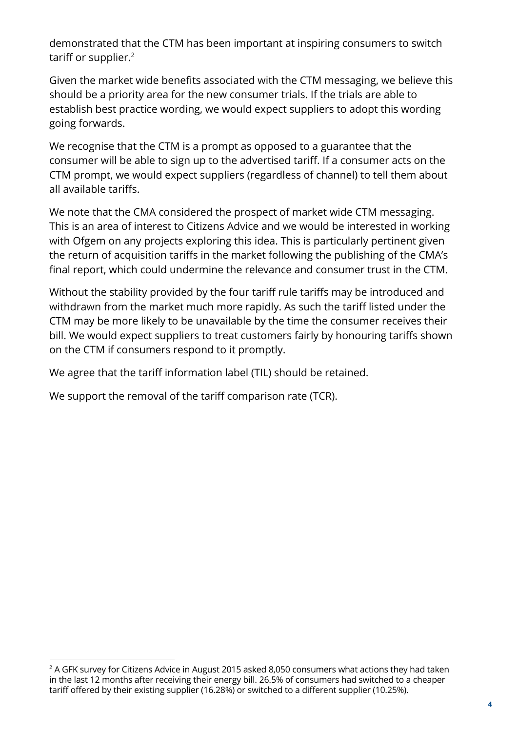demonstrated that the CTM has been important at inspiring consumers to switch tariff or supplier.[2]

Given the market wide benefits associated with the CTM messaging, we believe this should be a priority area for the new consumer trials. If the trials are able to establish best practice wording, we would expect suppliers to adopt this wording going forwards.

We recognise that the CTM is a prompt as opposed to a guarantee that the consumer will be able to sign up to the advertised tariff. If a consumer acts on the CTM prompt, we would expect suppliers (regardless of channel) to tell them about all available tariffs.

We note that the CMA considered the prospect of market wide CTM messaging. This is an area of interest to Citizens Advice and we would be interested in working with Ofgem on any projects exploring this idea. This is particularly pertinent given the return of acquisition tariffs in the market following the publishing of the CMA's final report, which could undermine the relevance and consumer trust in the CTM.

Without the stability provided by the four tariff rule tariffs may be introduced and withdrawn from the market much more rapidly. As such the tariff listed under the CTM may be more likely to be unavailable by the time the consumer receives their bill. We would expect suppliers to treat customers fairly by honouring tariffs shown on the CTM if consumers respond to it promptly.

We agree that the tariff information label (TIL) should be retained.

We support the removal of the tariff comparison rate (TCR).

---

[2] A GFK survey for Citizens Advice in August 2015 asked 8,050 consumers what actions they had taken in the last 12 months after receiving their energy bill. 26.5% of consumers had switched to a cheaper tariff offered by their existing supplier (16.28%) or switched to a different supplier (10.25%).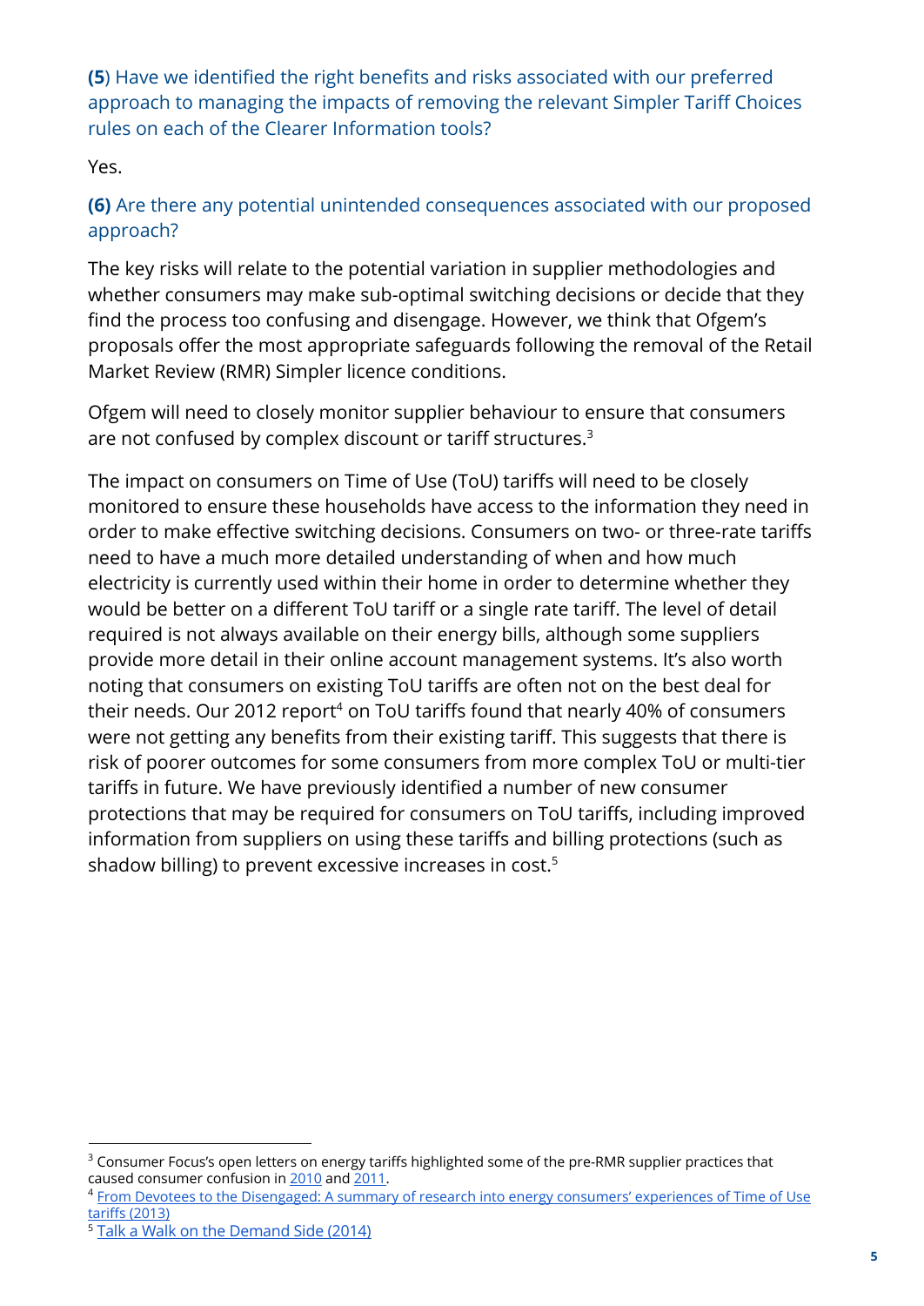**(5)** Have we identified the right benefits and risks associated with our preferred approach to managing the impacts of removing the relevant Simpler Tariff Choices rules on each of the Clearer Information tools?

Yes.

**(6)** Are there any potential unintended consequences associated with our proposed approach?

The key risks will relate to the potential variation in supplier methodologies and whether consumers may make sub-optimal switching decisions or decide that they find the process too confusing and disengage. However, we think that Ofgem's proposals offer the most appropriate safeguards following the removal of the Retail Market Review (RMR) Simpler licence conditions.

Ofgem will need to closely monitor supplier behaviour to ensure that consumers are not confused by complex discount or tariff structures.[3]

The impact on consumers on Time of Use (ToU) tariffs will need to be closely monitored to ensure these households have access to the information they need in order to make effective switching decisions. Consumers on two- or three-rate tariffs need to have a much more detailed understanding of when and how much electricity is currently used within their home in order to determine whether they would be better on a different ToU tariff or a single rate tariff. The level of detail required is not always available on their energy bills, although some suppliers provide more detail in their online account management systems. It's also worth noting that consumers on existing ToU tariffs are often not on the best deal for their needs. Our 2012 report[4] on ToU tariffs found that nearly 40% of consumers were not getting any benefits from their existing tariff. This suggests that there is risk of poorer outcomes for some consumers from more complex ToU or multi-tier tariffs in future. We have previously identified a number of new consumer protections that may be required for consumers on ToU tariffs, including improved information from suppliers on using these tariffs and billing protections (such as shadow billing) to prevent excessive increases in cost.[5]

---

[3] Consumer Focus's open letters on energy tariffs highlighted some of the pre-RMR supplier practices that caused consumer confusion in 2010 and 2011.

[4] From Devotees to the Disengaged: A summary of research into energy consumers' experiences of Time of Use tariffs (2013)

[5] Talk a Walk on the Demand Side (2014)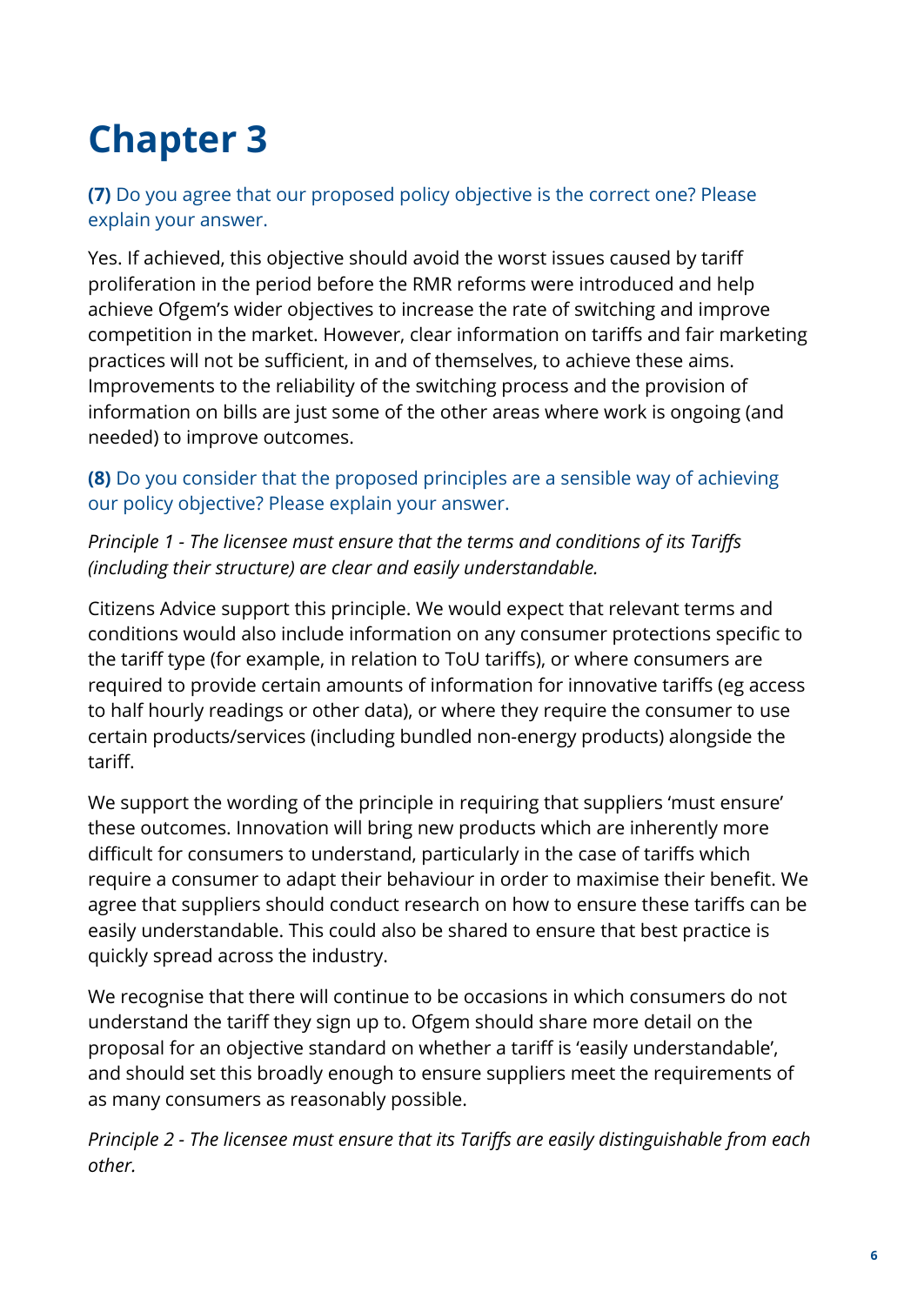# Chapter 3

**(7)** Do you agree that our proposed policy objective is the correct one? Please explain your answer.

Yes. If achieved, this objective should avoid the worst issues caused by tariff proliferation in the period before the RMR reforms were introduced and help achieve Ofgem's wider objectives to increase the rate of switching and improve competition in the market. However, clear information on tariffs and fair marketing practices will not be sufficient, in and of themselves, to achieve these aims. Improvements to the reliability of the switching process and the provision of information on bills are just some of the other areas where work is ongoing (and needed) to improve outcomes.

**(8)** Do you consider that the proposed principles are a sensible way of achieving our policy objective? Please explain your answer.

*Principle 1 - The licensee must ensure that the terms and conditions of its Tariffs (including their structure) are clear and easily understandable.*

Citizens Advice support this principle. We would expect that relevant terms and conditions would also include information on any consumer protections specific to the tariff type (for example, in relation to ToU tariffs), or where consumers are required to provide certain amounts of information for innovative tariffs (eg access to half hourly readings or other data), or where they require the consumer to use certain products/services (including bundled non-energy products) alongside the tariff.

We support the wording of the principle in requiring that suppliers 'must ensure' these outcomes. Innovation will bring new products which are inherently more difficult for consumers to understand, particularly in the case of tariffs which require a consumer to adapt their behaviour in order to maximise their benefit. We agree that suppliers should conduct research on how to ensure these tariffs can be easily understandable. This could also be shared to ensure that best practice is quickly spread across the industry.

We recognise that there will continue to be occasions in which consumers do not understand the tariff they sign up to. Ofgem should share more detail on the proposal for an objective standard on whether a tariff is 'easily understandable', and should set this broadly enough to ensure suppliers meet the requirements of as many consumers as reasonably possible.

*Principle 2 - The licensee must ensure that its Tariffs are easily distinguishable from each other.*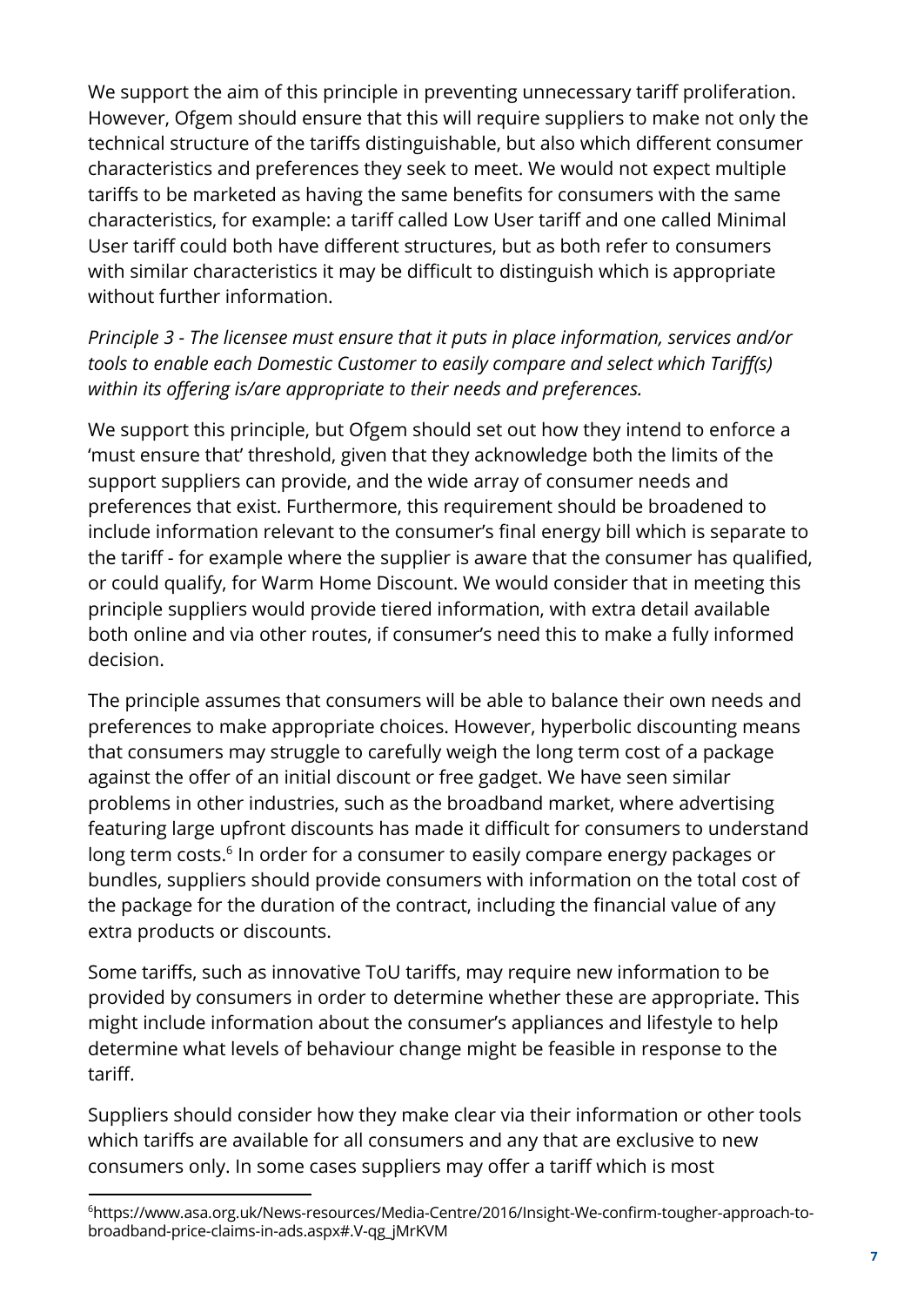We support the aim of this principle in preventing unnecessary tariff proliferation. However, Ofgem should ensure that this will require suppliers to make not only the technical structure of the tariffs distinguishable, but also which different consumer characteristics and preferences they seek to meet. We would not expect multiple tariffs to be marketed as having the same benefits for consumers with the same characteristics, for example: a tariff called Low User tariff and one called Minimal User tariff could both have different structures, but as both refer to consumers with similar characteristics it may be difficult to distinguish which is appropriate without further information.

*Principle 3 - The licensee must ensure that it puts in place information, services and/or tools to enable each Domestic Customer to easily compare and select which Tariff(s) within its offering is/are appropriate to their needs and preferences.*

We support this principle, but Ofgem should set out how they intend to enforce a 'must ensure that' threshold, given that they acknowledge both the limits of the support suppliers can provide, and the wide array of consumer needs and preferences that exist. Furthermore, this requirement should be broadened to include information relevant to the consumer's final energy bill which is separate to the tariff - for example where the supplier is aware that the consumer has qualified, or could qualify, for Warm Home Discount. We would consider that in meeting this principle suppliers would provide tiered information, with extra detail available both online and via other routes, if consumer's need this to make a fully informed decision.

The principle assumes that consumers will be able to balance their own needs and preferences to make appropriate choices. However, hyperbolic discounting means that consumers may struggle to carefully weigh the long term cost of a package against the offer of an initial discount or free gadget. We have seen similar problems in other industries, such as the broadband market, where advertising featuring large upfront discounts has made it difficult for consumers to understand long term costs.[6] In order for a consumer to easily compare energy packages or bundles, suppliers should provide consumers with information on the total cost of the package for the duration of the contract, including the financial value of any extra products or discounts.

Some tariffs, such as innovative ToU tariffs, may require new information to be provided by consumers in order to determine whether these are appropriate. This might include information about the consumer's appliances and lifestyle to help determine what levels of behaviour change might be feasible in response to the tariff.

Suppliers should consider how they make clear via their information or other tools which tariffs are available for all consumers and any that are exclusive to new consumers only. In some cases suppliers may offer a tariff which is most

---

[6] https://www.asa.org.uk/News-resources/Media-Centre/2016/Insight-We-confirm-tougher-approach-to-broadband-price-claims-in-ads.aspx#.V-qg_jMrKVM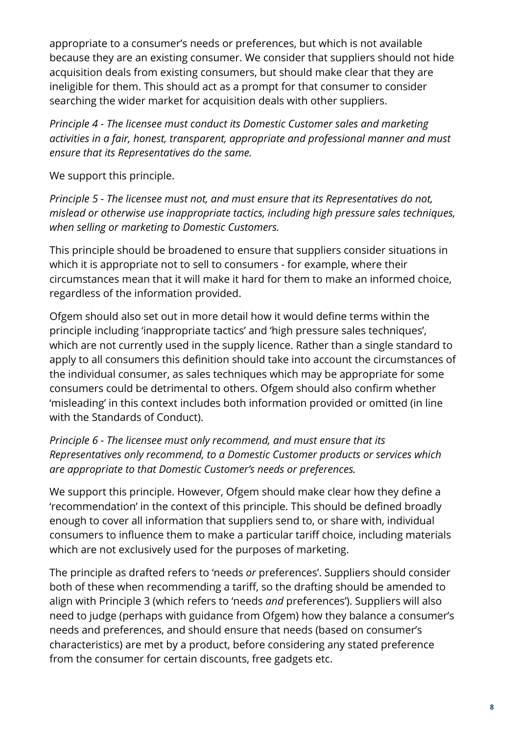appropriate to a consumer's needs or preferences, but which is not available because they are an existing consumer. We consider that suppliers should not hide acquisition deals from existing consumers, but should make clear that they are ineligible for them. This should act as a prompt for that consumer to consider searching the wider market for acquisition deals with other suppliers.

*Principle 4 - The licensee must conduct its Domestic Customer sales and marketing activities in a fair, honest, transparent, appropriate and professional manner and must ensure that its Representatives do the same.*

We support this principle.

*Principle 5 - The licensee must not, and must ensure that its Representatives do not, mislead or otherwise use inappropriate tactics, including high pressure sales techniques, when selling or marketing to Domestic Customers.*

This principle should be broadened to ensure that suppliers consider situations in which it is appropriate not to sell to consumers - for example, where their circumstances mean that it will make it hard for them to make an informed choice, regardless of the information provided.

Ofgem should also set out in more detail how it would define terms within the principle including 'inappropriate tactics' and 'high pressure sales techniques', which are not currently used in the supply licence. Rather than a single standard to apply to all consumers this definition should take into account the circumstances of the individual consumer, as sales techniques which may be appropriate for some consumers could be detrimental to others. Ofgem should also confirm whether 'misleading' in this context includes both information provided or omitted (in line with the Standards of Conduct).

*Principle 6 - The licensee must only recommend, and must ensure that its Representatives only recommend, to a Domestic Customer products or services which are appropriate to that Domestic Customer's needs or preferences.*

We support this principle. However, Ofgem should make clear how they define a 'recommendation' in the context of this principle. This should be defined broadly enough to cover all information that suppliers send to, or share with, individual consumers to influence them to make a particular tariff choice, including materials which are not exclusively used for the purposes of marketing.

The principle as drafted refers to 'needs *or* preferences'. Suppliers should consider both of these when recommending a tariff, so the drafting should be amended to align with Principle 3 (which refers to 'needs *and* preferences'). Suppliers will also need to judge (perhaps with guidance from Ofgem) how they balance a consumer's needs and preferences, and should ensure that needs (based on consumer's characteristics) are met by a product, before considering any stated preference from the consumer for certain discounts, free gadgets etc.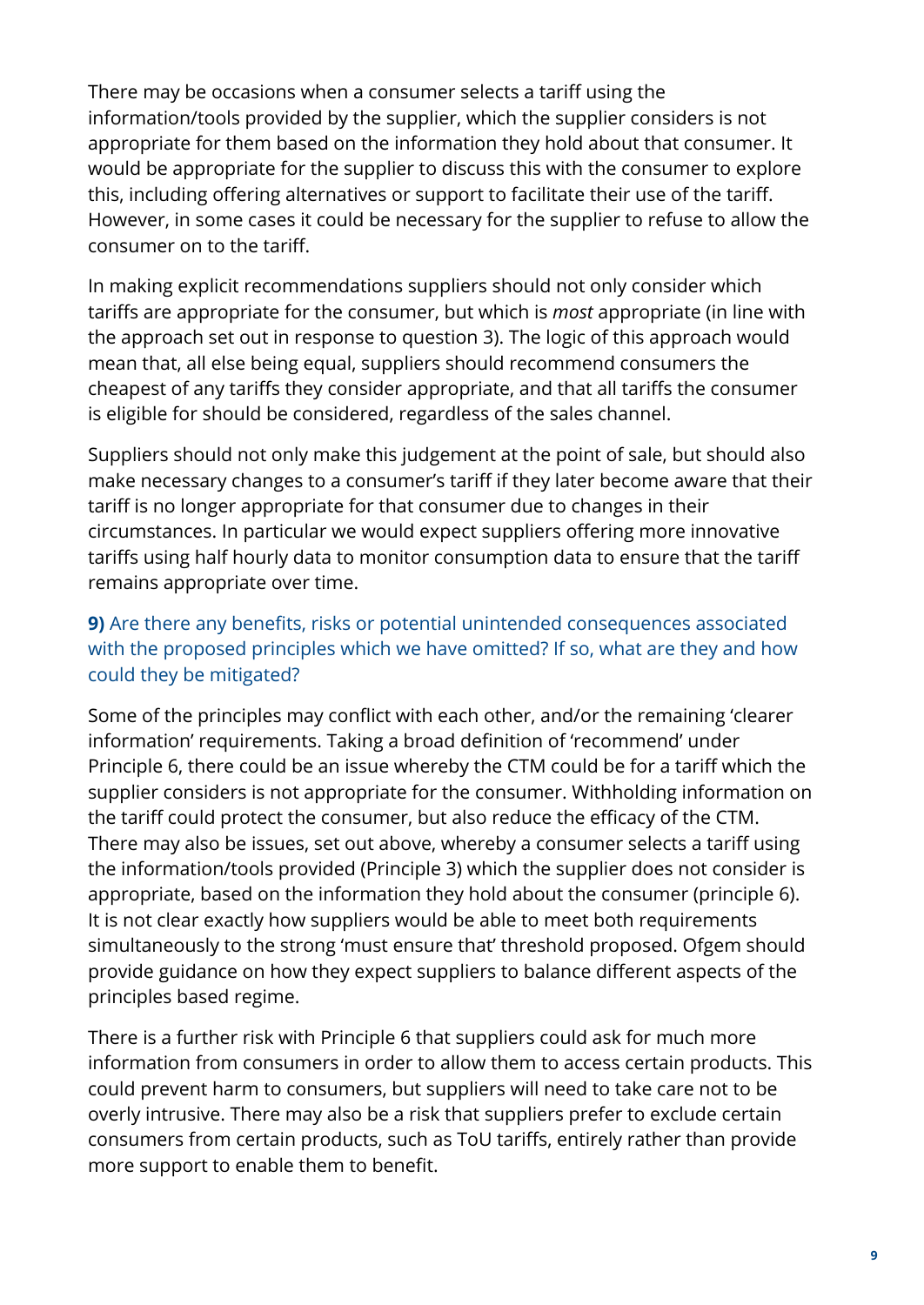There may be occasions when a consumer selects a tariff using the information/tools provided by the supplier, which the supplier considers is not appropriate for them based on the information they hold about that consumer. It would be appropriate for the supplier to discuss this with the consumer to explore this, including offering alternatives or support to facilitate their use of the tariff. However, in some cases it could be necessary for the supplier to refuse to allow the consumer on to the tariff.

In making explicit recommendations suppliers should not only consider which tariffs are appropriate for the consumer, but which is *most* appropriate (in line with the approach set out in response to question 3). The logic of this approach would mean that, all else being equal, suppliers should recommend consumers the cheapest of any tariffs they consider appropriate, and that all tariffs the consumer is eligible for should be considered, regardless of the sales channel.

Suppliers should not only make this judgement at the point of sale, but should also make necessary changes to a consumer's tariff if they later become aware that their tariff is no longer appropriate for that consumer due to changes in their circumstances. In particular we would expect suppliers offering more innovative tariffs using half hourly data to monitor consumption data to ensure that the tariff remains appropriate over time.

### **9)** Are there any benefits, risks or potential unintended consequences associated with the proposed principles which we have omitted? If so, what are they and how could they be mitigated?

Some of the principles may conflict with each other, and/or the remaining 'clearer information' requirements. Taking a broad definition of 'recommend' under Principle 6, there could be an issue whereby the CTM could be for a tariff which the supplier considers is not appropriate for the consumer. Withholding information on the tariff could protect the consumer, but also reduce the efficacy of the CTM. There may also be issues, set out above, whereby a consumer selects a tariff using the information/tools provided (Principle 3) which the supplier does not consider is appropriate, based on the information they hold about the consumer (principle 6). It is not clear exactly how suppliers would be able to meet both requirements simultaneously to the strong 'must ensure that' threshold proposed. Ofgem should provide guidance on how they expect suppliers to balance different aspects of the principles based regime.

There is a further risk with Principle 6 that suppliers could ask for much more information from consumers in order to allow them to access certain products. This could prevent harm to consumers, but suppliers will need to take care not to be overly intrusive. There may also be a risk that suppliers prefer to exclude certain consumers from certain products, such as ToU tariffs, entirely rather than provide more support to enable them to benefit.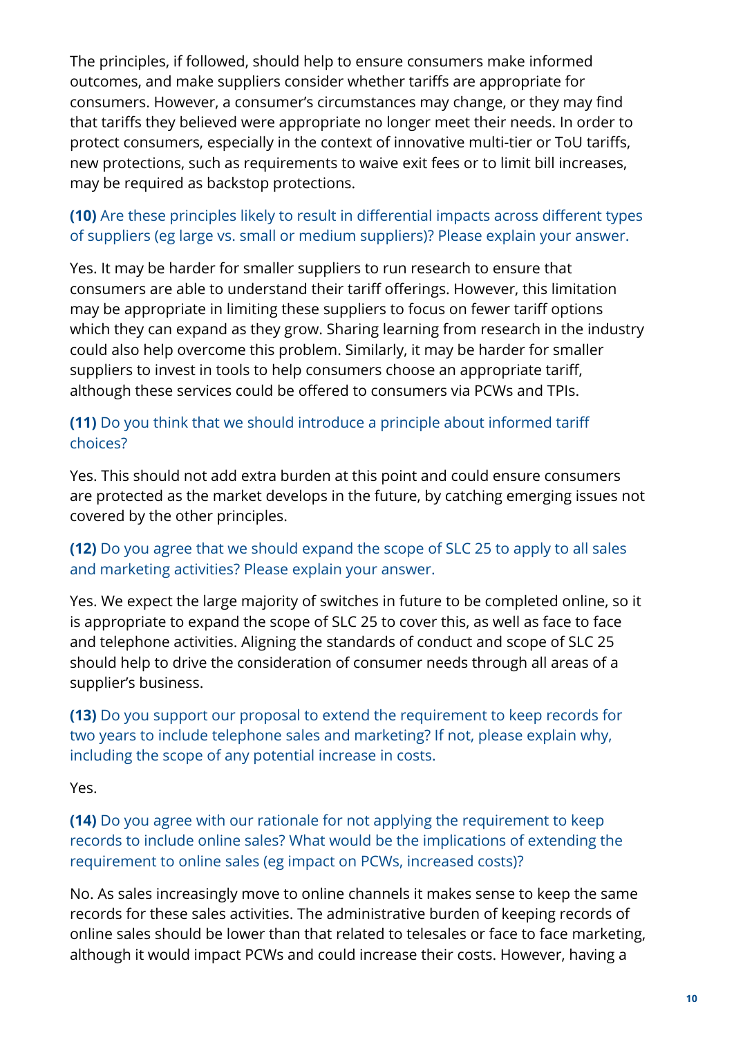The principles, if followed, should help to ensure consumers make informed outcomes, and make suppliers consider whether tariffs are appropriate for consumers. However, a consumer's circumstances may change, or they may find that tariffs they believed were appropriate no longer meet their needs. In order to protect consumers, especially in the context of innovative multi-tier or ToU tariffs, new protections, such as requirements to waive exit fees or to limit bill increases, may be required as backstop protections.

**(10)** Are these principles likely to result in differential impacts across different types of suppliers (eg large vs. small or medium suppliers)? Please explain your answer.

Yes. It may be harder for smaller suppliers to run research to ensure that consumers are able to understand their tariff offerings. However, this limitation may be appropriate in limiting these suppliers to focus on fewer tariff options which they can expand as they grow. Sharing learning from research in the industry could also help overcome this problem. Similarly, it may be harder for smaller suppliers to invest in tools to help consumers choose an appropriate tariff, although these services could be offered to consumers via PCWs and TPIs.

**(11)** Do you think that we should introduce a principle about informed tariff choices?

Yes. This should not add extra burden at this point and could ensure consumers are protected as the market develops in the future, by catching emerging issues not covered by the other principles.

**(12)** Do you agree that we should expand the scope of SLC 25 to apply to all sales and marketing activities? Please explain your answer.

Yes. We expect the large majority of switches in future to be completed online, so it is appropriate to expand the scope of SLC 25 to cover this, as well as face to face and telephone activities. Aligning the standards of conduct and scope of SLC 25 should help to drive the consideration of consumer needs through all areas of a supplier's business.

**(13)** Do you support our proposal to extend the requirement to keep records for two years to include telephone sales and marketing? If not, please explain why, including the scope of any potential increase in costs.

Yes.

**(14)** Do you agree with our rationale for not applying the requirement to keep records to include online sales? What would be the implications of extending the requirement to online sales (eg impact on PCWs, increased costs)?

No. As sales increasingly move to online channels it makes sense to keep the same records for these sales activities. The administrative burden of keeping records of online sales should be lower than that related to telesales or face to face marketing, although it would impact PCWs and could increase their costs. However, having a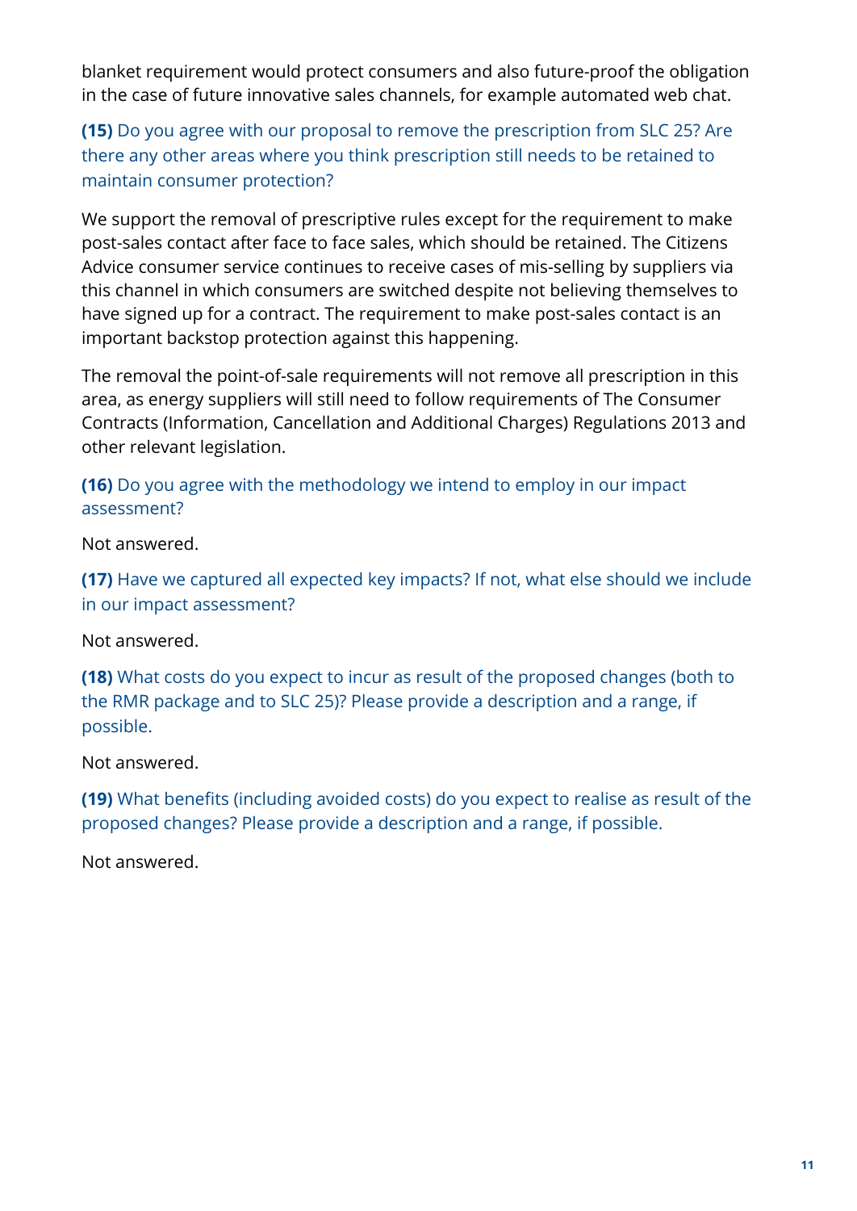blanket requirement would protect consumers and also future-proof the obligation in the case of future innovative sales channels, for example automated web chat.

**(15)** Do you agree with our proposal to remove the prescription from SLC 25? Are there any other areas where you think prescription still needs to be retained to maintain consumer protection?

We support the removal of prescriptive rules except for the requirement to make post-sales contact after face to face sales, which should be retained. The Citizens Advice consumer service continues to receive cases of mis-selling by suppliers via this channel in which consumers are switched despite not believing themselves to have signed up for a contract. The requirement to make post-sales contact is an important backstop protection against this happening.

The removal the point-of-sale requirements will not remove all prescription in this area, as energy suppliers will still need to follow requirements of The Consumer Contracts (Information, Cancellation and Additional Charges) Regulations 2013 and other relevant legislation.

**(16)** Do you agree with the methodology we intend to employ in our impact assessment?

Not answered.

**(17)** Have we captured all expected key impacts? If not, what else should we include in our impact assessment?

Not answered.

**(18)** What costs do you expect to incur as result of the proposed changes (both to the RMR package and to SLC 25)? Please provide a description and a range, if possible.

Not answered.

**(19)** What benefits (including avoided costs) do you expect to realise as result of the proposed changes? Please provide a description and a range, if possible.

Not answered.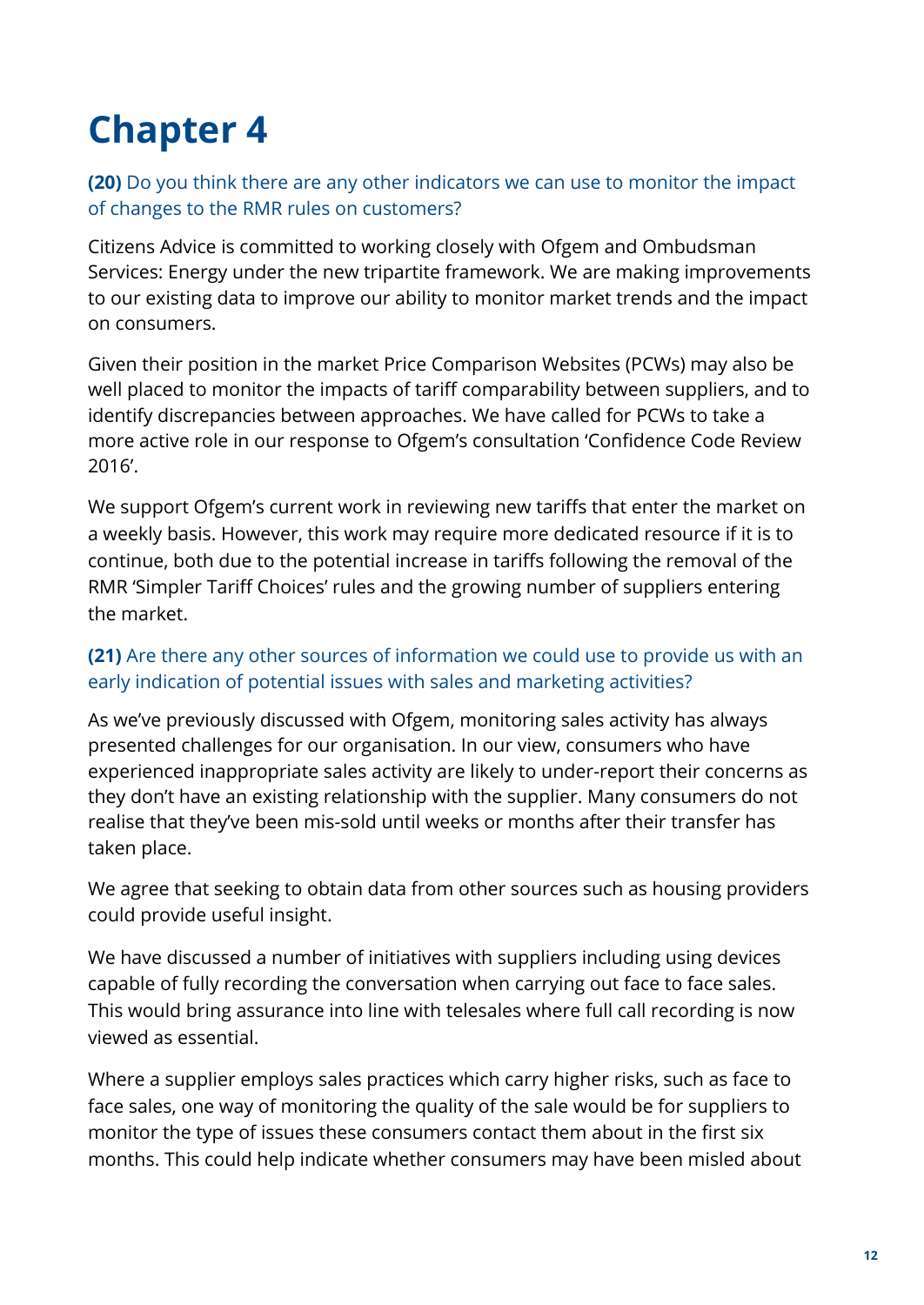# Chapter 4

**(20)** Do you think there are any other indicators we can use to monitor the impact of changes to the RMR rules on customers?

Citizens Advice is committed to working closely with Ofgem and Ombudsman Services: Energy under the new tripartite framework. We are making improvements to our existing data to improve our ability to monitor market trends and the impact on consumers.

Given their position in the market Price Comparison Websites (PCWs) may also be well placed to monitor the impacts of tariff comparability between suppliers, and to identify discrepancies between approaches. We have called for PCWs to take a more active role in our response to Ofgem's consultation 'Confidence Code Review 2016'.

We support Ofgem's current work in reviewing new tariffs that enter the market on a weekly basis. However, this work may require more dedicated resource if it is to continue, both due to the potential increase in tariffs following the removal of the RMR 'Simpler Tariff Choices' rules and the growing number of suppliers entering the market.

**(21)** Are there any other sources of information we could use to provide us with an early indication of potential issues with sales and marketing activities?

As we've previously discussed with Ofgem, monitoring sales activity has always presented challenges for our organisation. In our view, consumers who have experienced inappropriate sales activity are likely to under-report their concerns as they don't have an existing relationship with the supplier. Many consumers do not realise that they've been mis-sold until weeks or months after their transfer has taken place.

We agree that seeking to obtain data from other sources such as housing providers could provide useful insight.

We have discussed a number of initiatives with suppliers including using devices capable of fully recording the conversation when carrying out face to face sales. This would bring assurance into line with telesales where full call recording is now viewed as essential.

Where a supplier employs sales practices which carry higher risks, such as face to face sales, one way of monitoring the quality of the sale would be for suppliers to monitor the type of issues these consumers contact them about in the first six months. This could help indicate whether consumers may have been misled about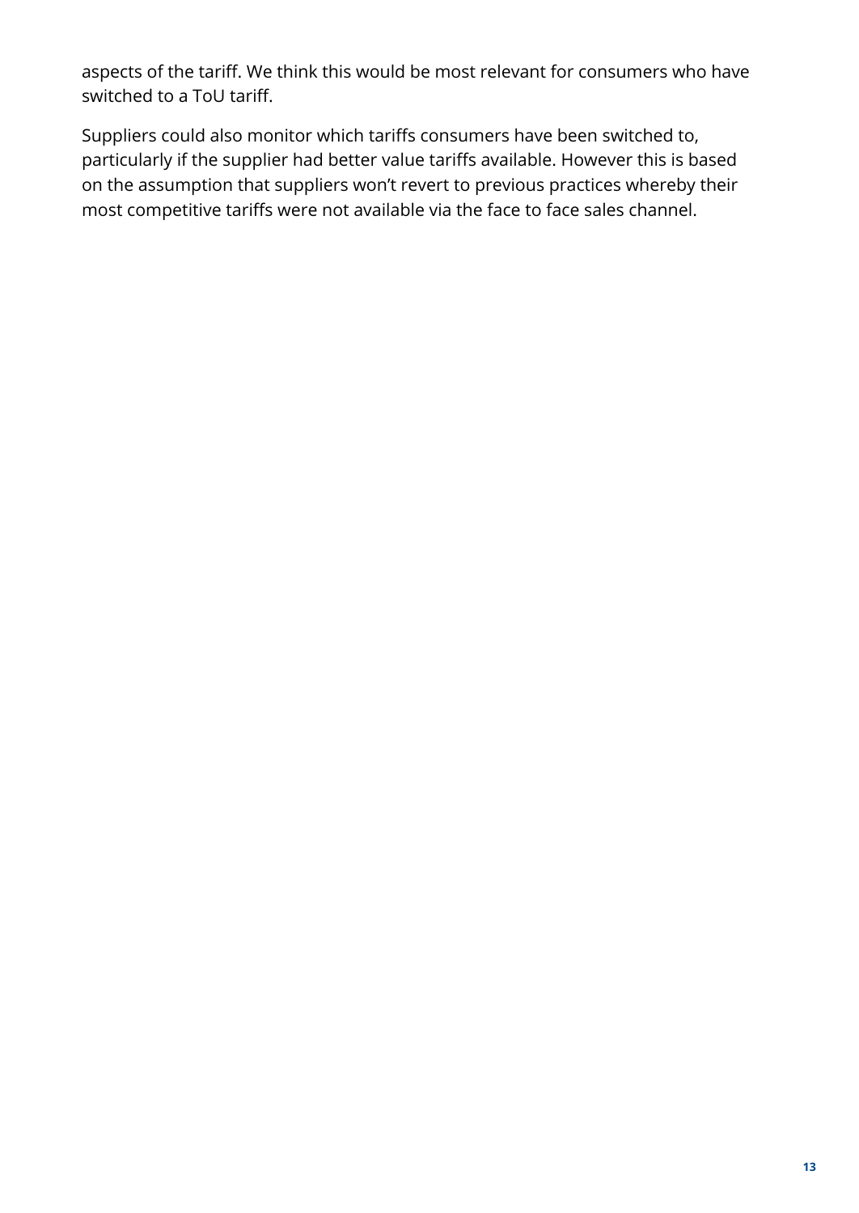aspects of the tariff. We think this would be most relevant for consumers who have switched to a ToU tariff.

Suppliers could also monitor which tariffs consumers have been switched to, particularly if the supplier had better value tariffs available. However this is based on the assumption that suppliers won't revert to previous practices whereby their most competitive tariffs were not available via the face to face sales channel.